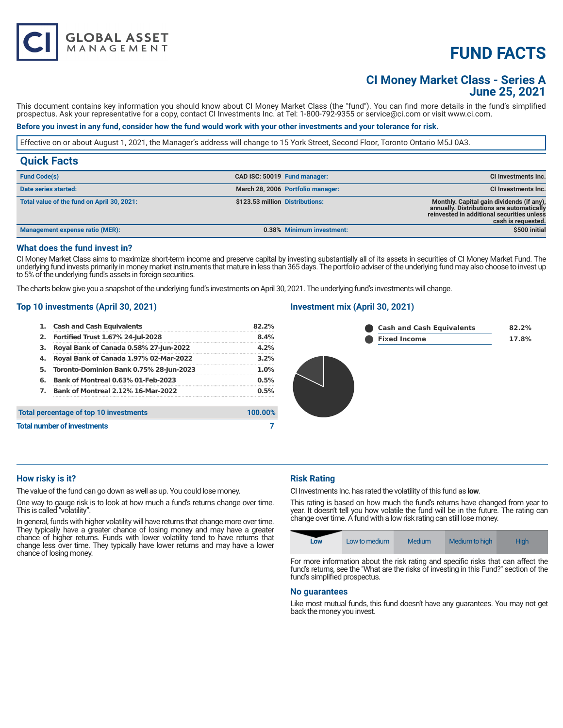# FUND FACTS

## CI Money Market Class - Series A
## June 25, 2021

This document contains key information you should know about CI Money Market Class (the "fund"). You can find more details in the fund's simplified prospectus. Ask your representative for a copy, contact CI Investments Inc. at Tel: 1-800-792-9355 or service@ci.com or visit www.ci.com.

**Before you invest in any fund, consider how the fund would work with your other investments and your tolerance for risk.**

Effective on or about August 1, 2021, the Manager's address will change to 15 York Street, Second Floor, Toronto Ontario M5J 0A3.

## Quick Facts

| | | | |
|---|---|---|---|
| **Fund Code(s)** | **CAD ISC: 50019** | **Fund manager:** | **CI Investments Inc.** |
| **Date series started:** | **March 28, 2006** | **Portfolio manager:** | **CI Investments Inc.** |
| **Total value of the fund on April 30, 2021:** | **$123.53 million** | **Distributions:** | **Monthly. Capital gain dividends (if any), annually. Distributions are automatically reinvested in additional securities unless cash is requested.** |
| **Management expense ratio (MER):** | **0.38%** | **Minimum investment:** | **$500 initial** |

### What does the fund invest in?

CI Money Market Class aims to maximize short-term income and preserve capital by investing substantially all of its assets in securities of CI Money Market Fund. The underlying fund invests primarily in money market instruments that mature in less than 365 days. The portfolio adviser of the underlying fund may also choose to invest up to 5% of the underlying fund's assets in foreign securities.

The charts below give you a snapshot of the underlying fund's investments on April 30, 2021. The underlying fund's investments will change.

### Top 10 investments (April 30, 2021)

| | | |
|---|---|---|
| 1. | Cash and Cash Equivalents | 82.2% |
| 2. | Fortified Trust 1.67% 24-Jul-2028 | 8.4% |
| 3. | Royal Bank of Canada 0.58% 27-Jun-2022 | 4.2% |
| 4. | Royal Bank of Canada 1.97% 02-Mar-2022 | 3.2% |
| 5. | Toronto-Dominion Bank 0.75% 28-Jun-2023 | 1.0% |
| 6. | Bank of Montreal 0.63% 01-Feb-2023 | 0.5% |
| 7. | Bank of Montreal 2.12% 16-Mar-2022 | 0.5% |

| | |
|---|---|
| **Total percentage of top 10 investments** | **100.00%** |
| **Total number of investments** | **7** |

### Investment mix (April 30, 2021)

| | |
|---|---|
| Cash and Cash Equivalents | 82.2% |
| Fixed Income | 17.8% |

### How risky is it?

The value of the fund can go down as well as up. You could lose money.

One way to gauge risk is to look at how much a fund's returns change over time. This is called "volatility".

In general, funds with higher volatility will have returns that change more over time. They typically have a greater chance of losing money and may have a greater chance of higher returns. Funds with lower volatility tend to have returns that change less over time. They typically have lower returns and may have a lower chance of losing money.

### Risk Rating

CI Investments Inc. has rated the volatility of this fund as **low**.

This rating is based on how much the fund's returns have changed from year to year. It doesn't tell you how volatile the fund will be in the future. The rating can change over time. A fund with a low risk rating can still lose money.

| **Low** | Low to medium | Medium | Medium to high | High |
|---|---|---|---|---|

For more information about the risk rating and specific risks that can affect the fund's returns, see the "What are the risks of investing in this Fund?" section of the fund's simplified prospectus.

### No guarantees

Like most mutual funds, this fund doesn't have any guarantees. You may not get back the money you invest.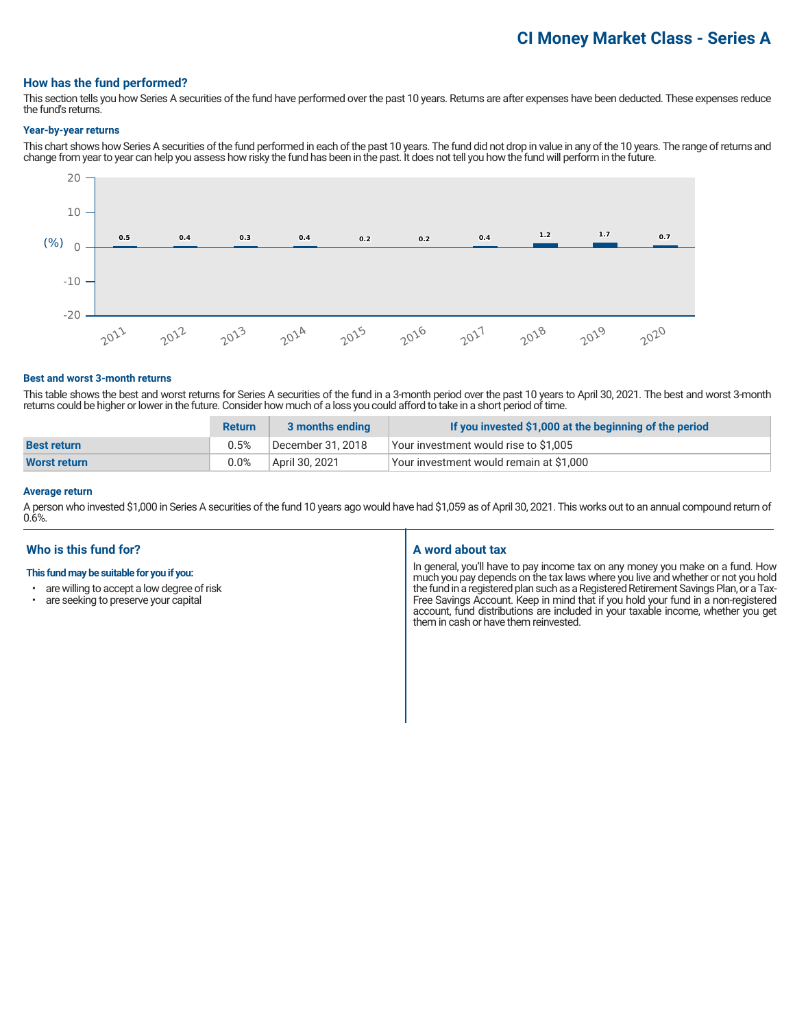# CI Money Market Class - Series A

## How has the fund performed?

This section tells you how Series A securities of the fund have performed over the past 10 years. Returns are after expenses have been deducted. These expenses reduce the fund's returns.

### Year-by-year returns

This chart shows how Series A securities of the fund performed in each of the past 10 years. The fund did not drop in value in any of the 10 years. The range of returns and change from year to year can help you assess how risky the fund has been in the past. It does not tell you how the fund will perform in the future.

| Year | 2011 | 2012 | 2013 | 2014 | 2015 | 2016 | 2017 | 2018 | 2019 | 2020 |
|---|---|---|---|---|---|---|---|---|---|---|
| (%) | 0.5 | 0.4 | 0.3 | 0.4 | 0.2 | 0.2 | 0.4 | 1.2 | 1.7 | 0.7 |

### Best and worst 3-month returns

This table shows the best and worst returns for Series A securities of the fund in a 3-month period over the past 10 years to April 30, 2021. The best and worst 3-month returns could be higher or lower in the future. Consider how much of a loss you could afford to take in a short period of time.

| | Return | 3 months ending | If you invested $1,000 at the beginning of the period |
|---|---|---|---|
| **Best return** | 0.5% | December 31, 2018 | Your investment would rise to $1,005 |
| **Worst return** | 0.0% | April 30, 2021 | Your investment would remain at $1,000 |

### Average return

A person who invested $1,000 in Series A securities of the fund 10 years ago would have had $1,059 as of April 30, 2021. This works out to an annual compound return of 0.6%.

## Who is this fund for?

**This fund may be suitable for you if you:**

- are willing to accept a low degree of risk
- are seeking to preserve your capital

## A word about tax

In general, you'll have to pay income tax on any money you make on a fund. How much you pay depends on the tax laws where you live and whether or not you hold the fund in a registered plan such as a Registered Retirement Savings Plan, or a Tax-Free Savings Account. Keep in mind that if you hold your fund in a non-registered account, fund distributions are included in your taxable income, whether you get them in cash or have them reinvested.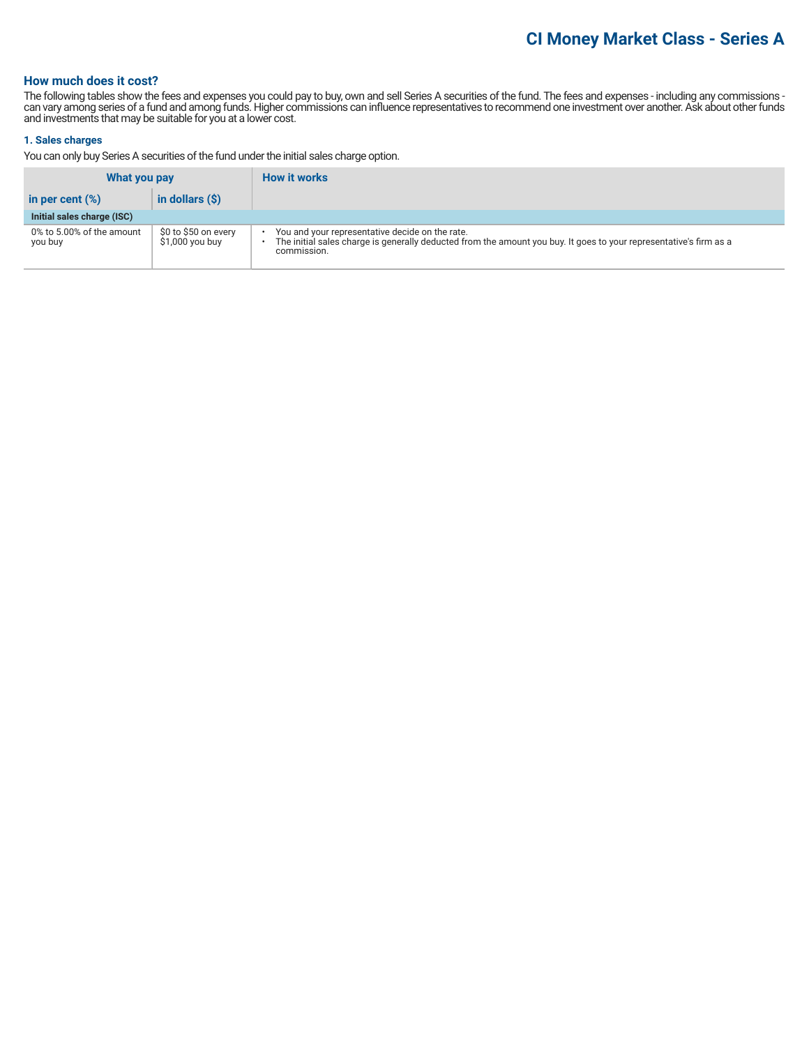# CI Money Market Class - Series A

## How much does it cost?

The following tables show the fees and expenses you could pay to buy, own and sell Series A securities of the fund. The fees and expenses - including any commissions - can vary among series of a fund and among funds. Higher commissions can influence representatives to recommend one investment over another. Ask about other funds and investments that may be suitable for you at a lower cost.

### 1. Sales charges

You can only buy Series A securities of the fund under the initial sales charge option.

| What you pay | | How it works |
|---|---|---|
| **in per cent (%)** | **in dollars ($)** | |
| **Initial sales charge (ISC)** | | |
| 0% to 5.00% of the amount you buy | $0 to $50 on every $1,000 you buy | • You and your representative decide on the rate.<br>• The initial sales charge is generally deducted from the amount you buy. It goes to your representative's firm as a commission. |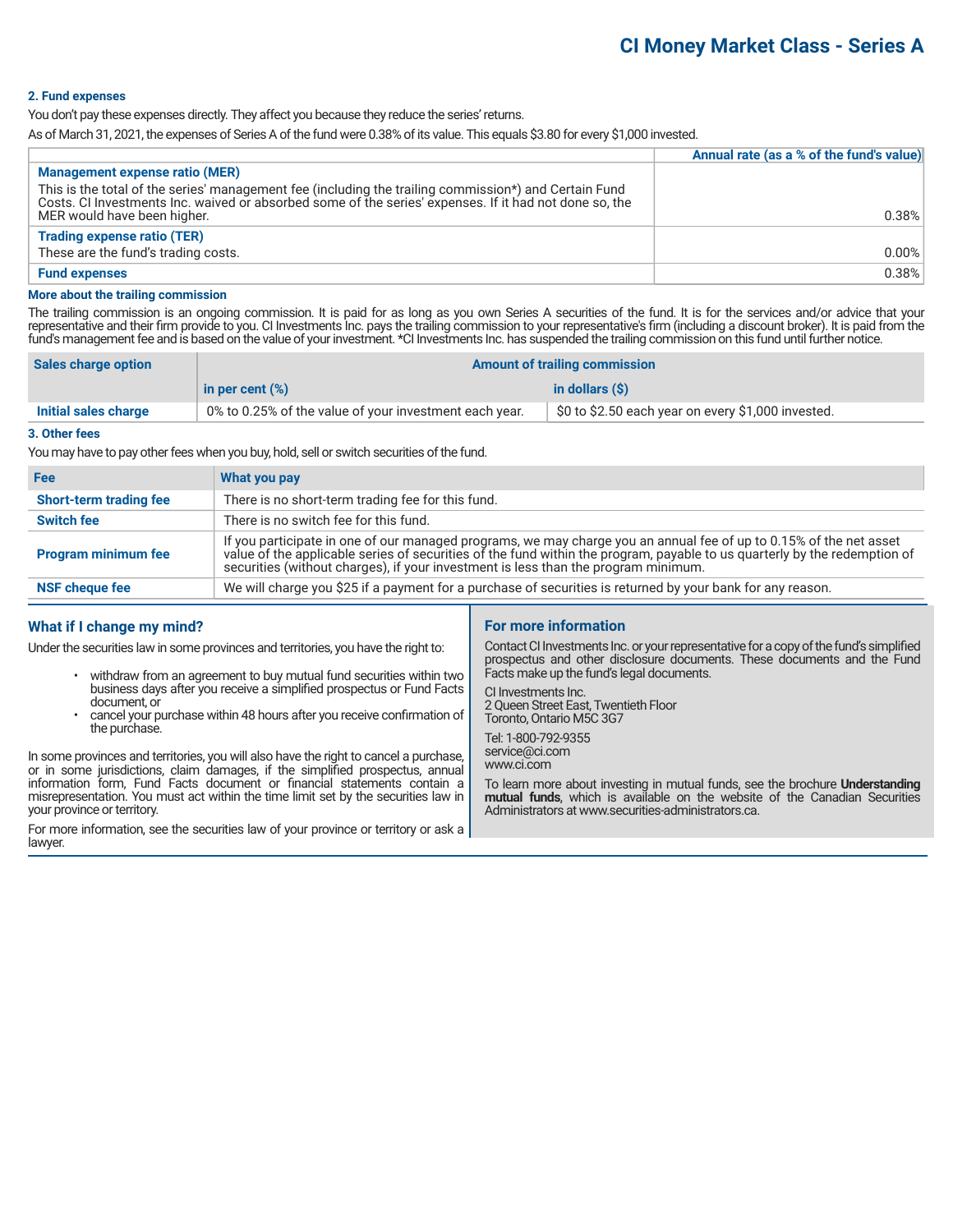### 2. Fund expenses

You don't pay these expenses directly. They affect you because they reduce the series' returns.

As of March 31, 2021, the expenses of Series A of the fund were 0.38% of its value. This equals $3.80 for every $1,000 invested.

| | Annual rate (as a % of the fund's value) |
|---|---|
| **Management expense ratio (MER)**<br>This is the total of the series' management fee (including the trailing commission*) and Certain Fund Costs. CI Investments Inc. waived or absorbed some of the series' expenses. If it had not done so, the MER would have been higher. | 0.38% |
| **Trading expense ratio (TER)**<br>These are the fund's trading costs. | 0.00% |
| **Fund expenses** | 0.38% |

#### More about the trailing commission

The trailing commission is an ongoing commission. It is paid for as long as you own Series A securities of the fund. It is for the services and/or advice that your representative and their firm provide to you. CI Investments Inc. pays the trailing commission to your representative's firm (including a discount broker). It is paid from the fund's management fee and is based on the value of your investment. *CI Investments Inc. has suspended the trailing commission on this fund until further notice.

| Sales charge option | Amount of trailing commission | |
|---|---|---|
| | in per cent (%) | in dollars ($) |
| Initial sales charge | 0% to 0.25% of the value of your investment each year. | $0 to $2.50 each year on every $1,000 invested. |

### 3. Other fees

You may have to pay other fees when you buy, hold, sell or switch securities of the fund.

| Fee | What you pay |
|---|---|
| Short-term trading fee | There is no short-term trading fee for this fund. |
| Switch fee | There is no switch fee for this fund. |
| Program minimum fee | If you participate in one of our managed programs, we may charge you an annual fee of up to 0.15% of the net asset value of the applicable series of securities of the fund within the program, payable to us quarterly by the redemption of securities (without charges), if your investment is less than the program minimum. |
| NSF cheque fee | We will charge you $25 if a payment for a purchase of securities is returned by your bank for any reason. |

## What if I change my mind?

Under the securities law in some provinces and territories, you have the right to:

- withdraw from an agreement to buy mutual fund securities within two business days after you receive a simplified prospectus or Fund Facts document, or
- cancel your purchase within 48 hours after you receive confirmation of the purchase.

In some provinces and territories, you will also have the right to cancel a purchase, or in some jurisdictions, claim damages, if the simplified prospectus, annual information form, Fund Facts document or financial statements contain a misrepresentation. You must act within the time limit set by the securities law in your province or territory.

For more information, see the securities law of your province or territory or ask a lawyer.

## For more information

Contact CI Investments Inc. or your representative for a copy of the fund's simplified prospectus and other disclosure documents. These documents and the Fund Facts make up the fund's legal documents.

CI Investments Inc.
2 Queen Street East, Twentieth Floor
Toronto, Ontario M5C 3G7

Tel: 1-800-792-9355
service@ci.com
www.ci.com

To learn more about investing in mutual funds, see the brochure **Understanding mutual funds**, which is available on the website of the Canadian Securities Administrators at www.securities-administrators.ca.